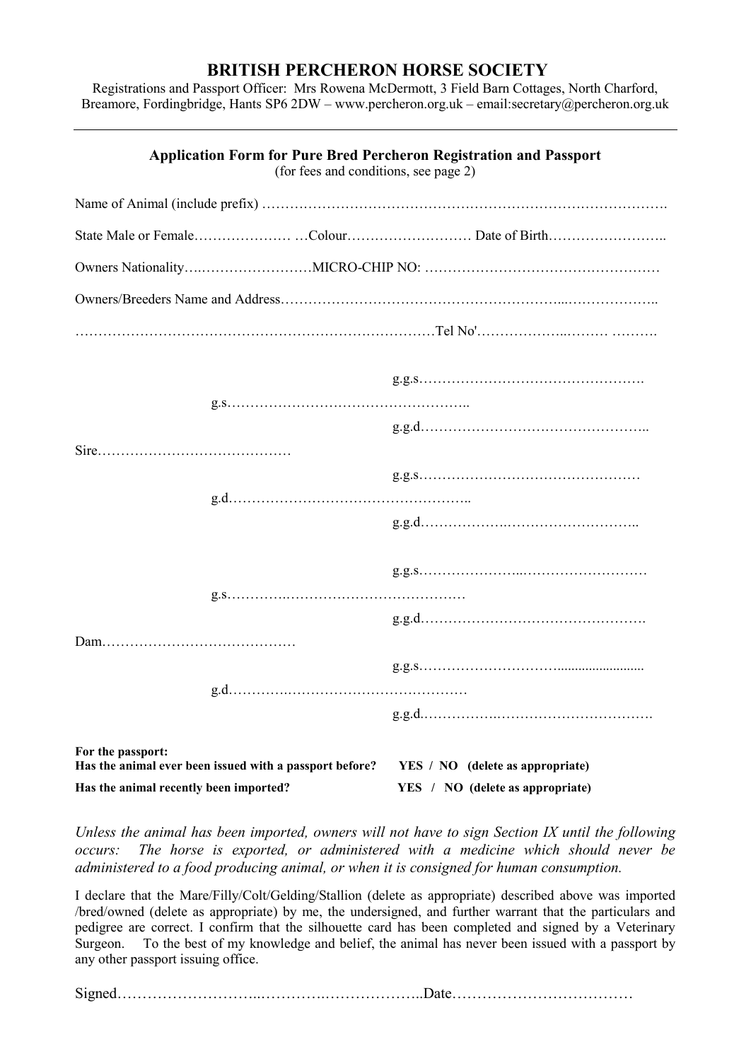# BRITISH PERCHERON HORSE SOCIETY

Registrations and Passport Officer: Mrs Rowena McDermott, 3 Field Barn Cottages, North Charford, Breamore, Fordingbridge, Hants SP6 2DW – www.percheron.org.uk – email:secretary@percheron.org.uk

---

**Application Form for Pure Bred Percheron Registration and Passport**
(for fees and conditions, see page 2)

Name of Animal (include prefix) ……………………………………………………………………………….

State Male or Female………………… …Colour……………………… Date of Birth……………………..

Owners Nationality….……………………MICRO-CHIP NO: ……………………………………………

Owners/Breeders Name and Address…………………………………………………...………………..

……………………………………………………………………Tel No'………………..……… ……….

g.g.s………………………………………….

g.s……………………………………………..

g.g.d…………………………………………..

Sire……………………………………

g.g.s…………………………………………

g.d……………………………………………..

g.g.d……………….……………………..

g.g.s…………………..………………………

g.s…………..………………………………

g.g.d………………………………………….

Dam……………………………………

g.g.s…………………………….......................

g.d…………..………………………………

g.g.d.…………….…………………………….

**For the passport:**

**Has the animal ever been issued with a passport before?** **YES / NO (delete as appropriate)**

**Has the animal recently been imported?** **YES / NO (delete as appropriate)**

*Unless the animal has been imported, owners will not have to sign Section IX until the following occurs: The horse is exported, or administered with a medicine which should never be administered to a food producing animal, or when it is consigned for human consumption.*

I declare that the Mare/Filly/Colt/Gelding/Stallion (delete as appropriate) described above was imported /bred/owned (delete as appropriate) by me, the undersigned, and further warrant that the particulars and pedigree are correct. I confirm that the silhouette card has been completed and signed by a Veterinary Surgeon. To the best of my knowledge and belief, the animal has never been issued with a passport by any other passport issuing office.

Signed………………………..………….………………..Date………………………………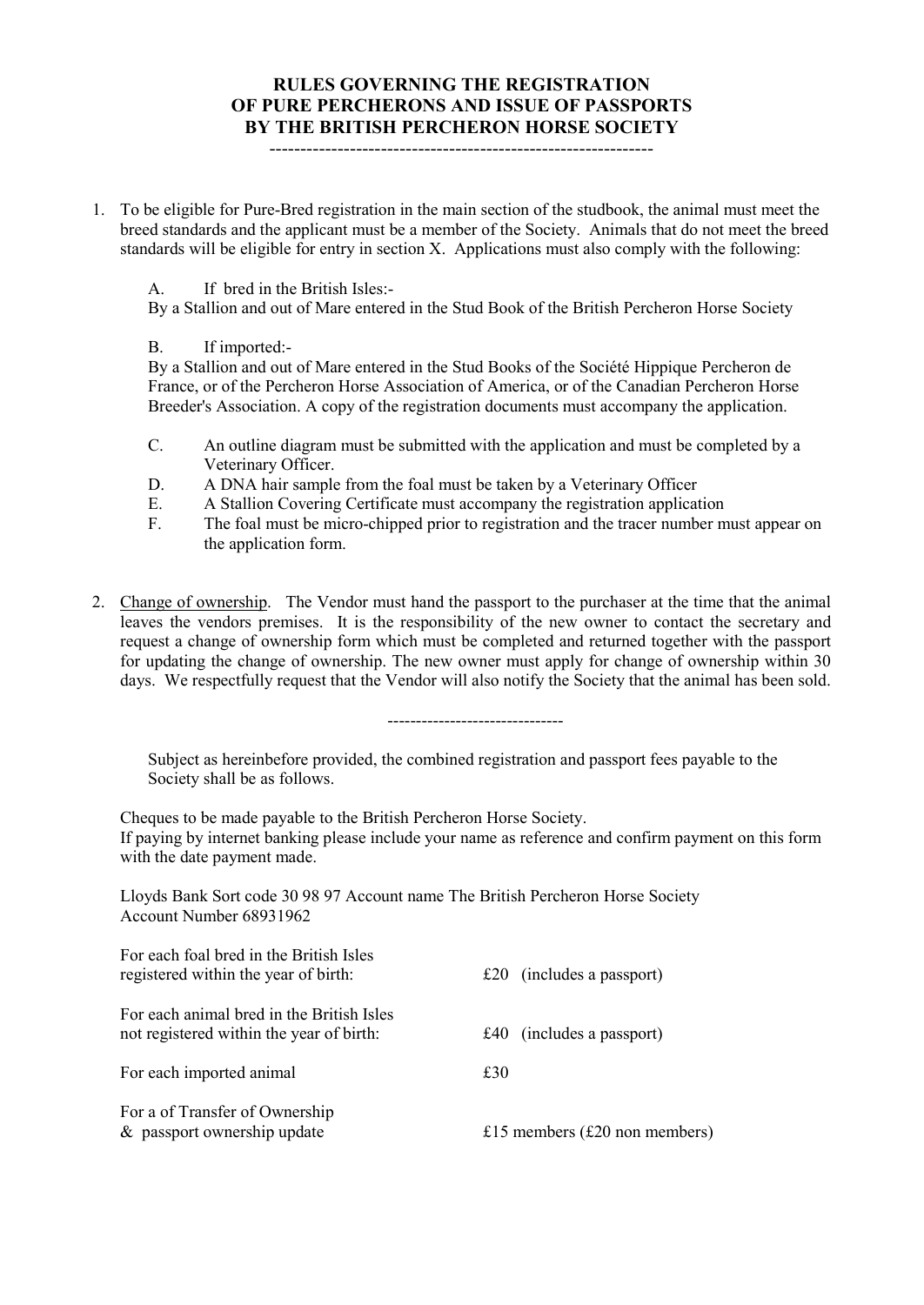# RULES GOVERNING THE REGISTRATION OF PURE PERCHERONS AND ISSUE OF PASSPORTS BY THE BRITISH PERCHERON HORSE SOCIETY

---

1. To be eligible for Pure-Bred registration in the main section of the studbook, the animal must meet the breed standards and the applicant must be a member of the Society. Animals that do not meet the breed standards will be eligible for entry in section X. Applications must also comply with the following:

   A. If bred in the British Isles:-
   By a Stallion and out of Mare entered in the Stud Book of the British Percheron Horse Society

   B. If imported:-
   By a Stallion and out of Mare entered in the Stud Books of the Société Hippique Percheron de France, or of the Percheron Horse Association of America, or of the Canadian Percheron Horse Breeder's Association. A copy of the registration documents must accompany the application.

   C. An outline diagram must be submitted with the application and must be completed by a Veterinary Officer.

   D. A DNA hair sample from the foal must be taken by a Veterinary Officer

   E. A Stallion Covering Certificate must accompany the registration application

   F. The foal must be micro-chipped prior to registration and the tracer number must appear on the application form.

2. Change of ownership. The Vendor must hand the passport to the purchaser at the time that the animal leaves the vendors premises. It is the responsibility of the new owner to contact the secretary and request a change of ownership form which must be completed and returned together with the passport for updating the change of ownership. The new owner must apply for change of ownership within 30 days. We respectfully request that the Vendor will also notify the Society that the animal has been sold.

---

Subject as hereinbefore provided, the combined registration and passport fees payable to the Society shall be as follows.

Cheques to be made payable to the British Percheron Horse Society.
If paying by internet banking please include your name as reference and confirm payment on this form with the date payment made.

Lloyds Bank Sort code 30 98 97 Account name The British Percheron Horse Society
Account Number 68931962

| | |
|---|---|
| For each foal bred in the British Isles registered within the year of birth: | £20 (includes a passport) |
| For each animal bred in the British Isles not registered within the year of birth: | £40 (includes a passport) |
| For each imported animal | £30 |
| For a of Transfer of Ownership & passport ownership update | £15 members (£20 non members) |